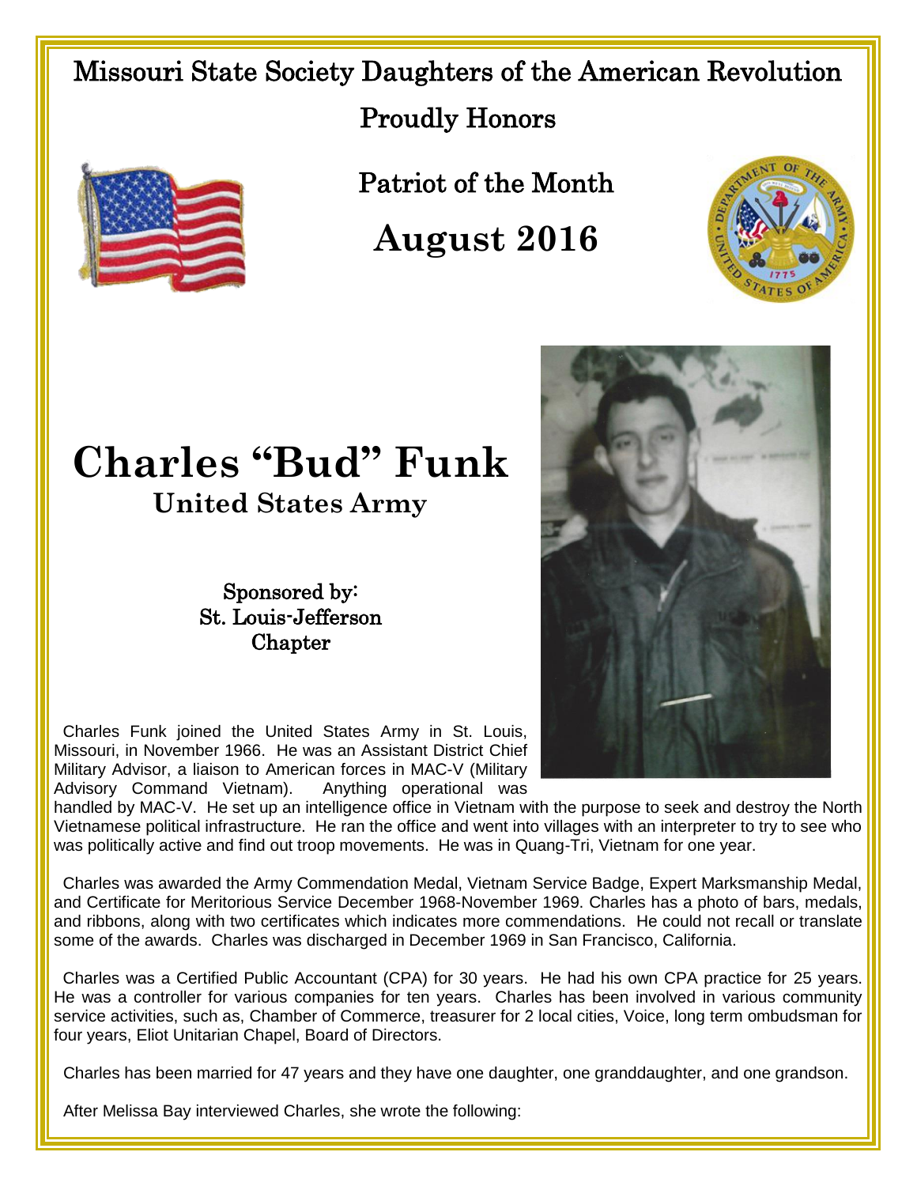Missouri State Society Daughters of the American Revolution

Proudly Honors

Patriot of the Month

# August 2016

# Charles "Bud" Funk

## United States Army

Sponsored by:
St. Louis-Jefferson
Chapter

Charles Funk joined the United States Army in St. Louis, Missouri, in November 1966. He was an Assistant District Chief Military Advisor, a liaison to American forces in MAC-V (Military Advisory Command Vietnam). Anything operational was handled by MAC-V. He set up an intelligence office in Vietnam with the purpose to seek and destroy the North Vietnamese political infrastructure. He ran the office and went into villages with an interpreter to try to see who was politically active and find out troop movements. He was in Quang-Tri, Vietnam for one year.

Charles was awarded the Army Commendation Medal, Vietnam Service Badge, Expert Marksmanship Medal, and Certificate for Meritorious Service December 1968-November 1969. Charles has a photo of bars, medals, and ribbons, along with two certificates which indicates more commendations. He could not recall or translate some of the awards. Charles was discharged in December 1969 in San Francisco, California.

Charles was a Certified Public Accountant (CPA) for 30 years. He had his own CPA practice for 25 years. He was a controller for various companies for ten years. Charles has been involved in various community service activities, such as, Chamber of Commerce, treasurer for 2 local cities, Voice, long term ombudsman for four years, Eliot Unitarian Chapel, Board of Directors.

Charles has been married for 47 years and they have one daughter, one granddaughter, and one grandson.

After Melissa Bay interviewed Charles, she wrote the following: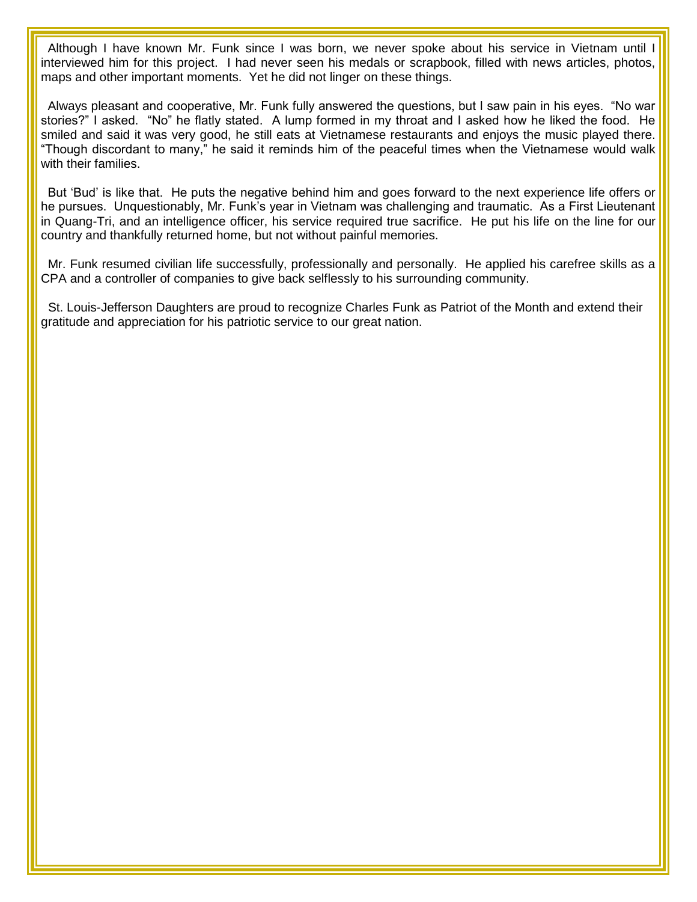Although I have known Mr. Funk since I was born, we never spoke about his service in Vietnam until I interviewed him for this project. I had never seen his medals or scrapbook, filled with news articles, photos, maps and other important moments. Yet he did not linger on these things.

Always pleasant and cooperative, Mr. Funk fully answered the questions, but I saw pain in his eyes. “No war stories?” I asked. “No” he flatly stated. A lump formed in my throat and I asked how he liked the food. He smiled and said it was very good, he still eats at Vietnamese restaurants and enjoys the music played there. “Though discordant to many,” he said it reminds him of the peaceful times when the Vietnamese would walk with their families.

But ‘Bud’ is like that. He puts the negative behind him and goes forward to the next experience life offers or he pursues. Unquestionably, Mr. Funk’s year in Vietnam was challenging and traumatic. As a First Lieutenant in Quang-Tri, and an intelligence officer, his service required true sacrifice. He put his life on the line for our country and thankfully returned home, but not without painful memories.

Mr. Funk resumed civilian life successfully, professionally and personally. He applied his carefree skills as a CPA and a controller of companies to give back selflessly to his surrounding community.

St. Louis-Jefferson Daughters are proud to recognize Charles Funk as Patriot of the Month and extend their gratitude and appreciation for his patriotic service to our great nation.